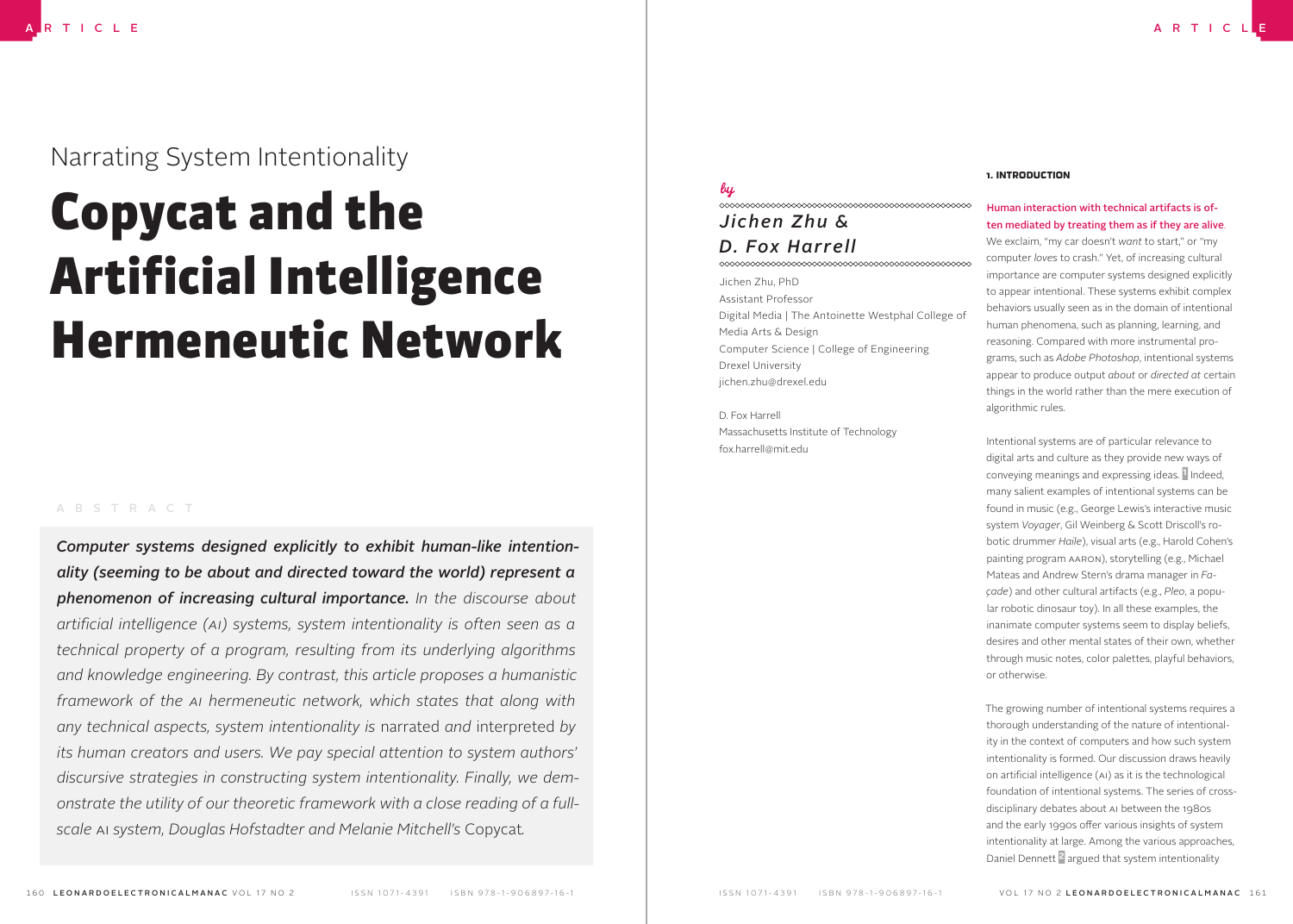# Narrating System Intentionality

# Copycat and the Artificial Intelligence Hermeneutic Network

by

**Jichen Zhu & D. Fox Harrell**

Jichen Zhu, PhD
Assistant Professor
Digital Media | The Antoinette Westphal College of Media Arts & Design
Computer Science | College of Engineering
Drexel University
jichen.zhu@drexel.edu

D. Fox Harrell
Massachusetts Institute of Technology
fox.harrell@mit.edu

## ABSTRACT

***Computer systems designed explicitly to exhibit human-like intentionality (seeming to be about and directed toward the world) represent a phenomenon of increasing cultural importance.*** *In the discourse about artificial intelligence (AI) systems, system intentionality is often seen as a technical property of a program, resulting from its underlying algorithms and knowledge engineering. By contrast, this article proposes a humanistic framework of the AI hermeneutic network, which states that along with any technical aspects, system intentionality is* narrated *and* interpreted *by its human creators and users. We pay special attention to system authors' discursive strategies in constructing system intentionality. Finally, we demonstrate the utility of our theoretic framework with a close reading of a full-scale AI system, Douglas Hofstadter and Melanie Mitchell's* Copycat*.*

## 1. INTRODUCTION

Human interaction with technical artifacts is often mediated by treating them as if they are alive. We exclaim, "my car doesn't *want* to start," or "my computer *loves* to crash." Yet, of increasing cultural importance are computer systems designed explicitly to appear intentional. These systems exhibit complex behaviors usually seen as in the domain of intentional human phenomena, such as planning, learning, and reasoning. Compared with more instrumental programs, such as *Adobe Photoshop*, intentional systems appear to produce output *about* or *directed at* certain things in the world rather than the mere execution of algorithmic rules.

Intentional systems are of particular relevance to digital arts and culture as they provide new ways of conveying meanings and expressing ideas. [1] Indeed, many salient examples of intentional systems can be found in music (e.g., George Lewis's interactive music system *Voyager*, Gil Weinberg & Scott Driscoll's robotic drummer *Haile*), visual arts (e.g., Harold Cohen's painting program AARON), storytelling (e.g., Michael Mateas and Andrew Stern's drama manager in *Façade*) and other cultural artifacts (e.g., *Pleo*, a popular robotic dinosaur toy). In all these examples, the inanimate computer systems seem to display beliefs, desires and other mental states of their own, whether through music notes, color palettes, playful behaviors, or otherwise.

The growing number of intentional systems requires a thorough understanding of the nature of intentionality in the context of computers and how such system intentionality is formed. Our discussion draws heavily on artificial intelligence (AI) as it is the technological foundation of intentional systems. The series of cross-disciplinary debates about AI between the 1980s and the early 1990s offer various insights of system intentionality at large. Among the various approaches, Daniel Dennett [2] argued that system intentionality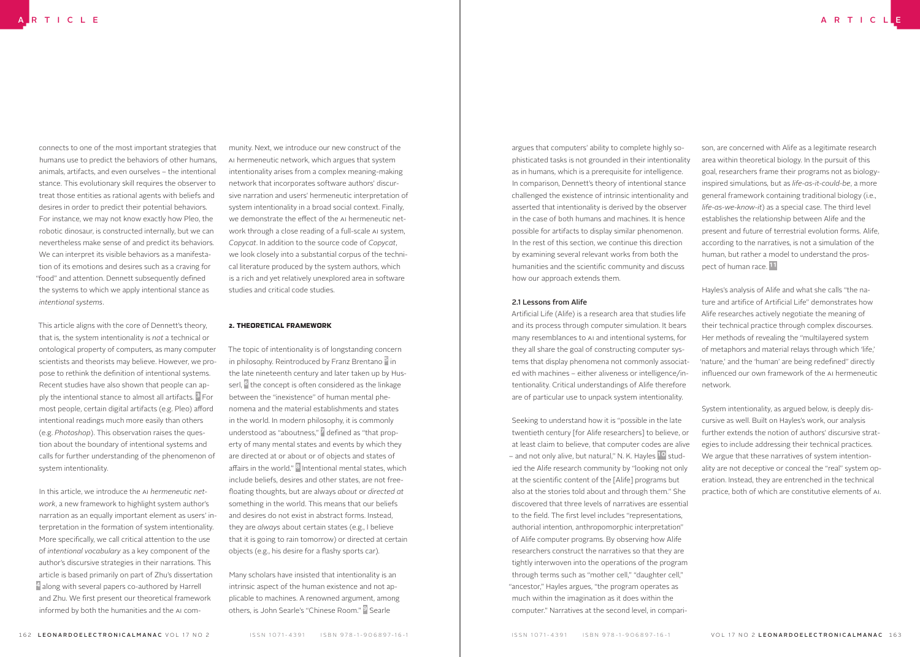connects to one of the most important strategies that humans use to predict the behaviors of other humans, animals, artifacts, and even ourselves – the intentional stance. This evolutionary skill requires the observer to treat those entities as rational agents with beliefs and desires in order to predict their potential behaviors. For instance, we may not know exactly how Pleo, the robotic dinosaur, is constructed internally, but we can nevertheless make sense of and predict its behaviors. We can interpret its visible behaviors as a manifestation of its emotions and desires such as a craving for "food" and attention. Dennett subsequently defined the systems to which we apply intentional stance as *intentional systems*.

This article aligns with the core of Dennett's theory, that is, the system intentionality is *not* a technical or ontological property of computers, as many computer scientists and theorists may believe. However, we propose to rethink the definition of intentional systems. Recent studies have also shown that people can apply the intentional stance to almost all artifacts. [3] For most people, certain digital artifacts (e.g. Pleo) afford intentional readings much more easily than others (e.g. *Photoshop*). This observation raises the question about the boundary of intentional systems and calls for further understanding of the phenomenon of system intentionality.

In this article, we introduce the AI *hermeneutic network*, a new framework to highlight system author's narration as an equally important element as users' interpretation in the formation of system intentionality. More specifically, we call critical attention to the use of *intentional vocabulary* as a key component of the author's discursive strategies in their narrations. This article is based primarily on part of Zhu's dissertation [4] along with several papers co-authored by Harrell and Zhu. We first present our theoretical framework informed by both the humanities and the AI community. Next, we introduce our new construct of the AI hermeneutic network, which argues that system intentionality arises from a complex meaning-making network that incorporates software authors' discursive narration and users' hermeneutic interpretation of system intentionality in a broad social context. Finally, we demonstrate the effect of the AI hermeneutic network through a close reading of a full-scale AI system, *Copycat*. In addition to the source code of *Copycat*, we look closely into a substantial corpus of the technical literature produced by the system authors, which is a rich and yet relatively unexplored area in software studies and critical code studies.

## 2. Theoretical Framework

The topic of intentionality is of longstanding concern in philosophy. Reintroduced by Franz Brentano [5] in the late nineteenth century and later taken up by Husserl, [6] the concept is often considered as the linkage between the "inexistence" of human mental phenomena and the material establishments and states in the world. In modern philosophy, it is commonly understood as "aboutness," [7] defined as "that property of many mental states and events by which they are directed at or about or of objects and states of affairs in the world." [8] Intentional mental states, which include beliefs, desires and other states, are not free-floating thoughts, but are always *about* or *directed at* something in the world. This means that our beliefs and desires do not exist in abstract forms. Instead, they are *always* about certain states (e.g., I believe that it is going to rain tomorrow) or directed at certain objects (e.g., his desire for a flashy sports car).

Many scholars have insisted that intentionality is an intrinsic aspect of the human existence and not applicable to machines. A renowned argument, among others, is John Searle's "Chinese Room." [9] Searle argues that computers' ability to complete highly sophisticated tasks is not grounded in their intentionality as in humans, which is a prerequisite for intelligence. In comparison, Dennett's theory of intentional stance challenged the existence of intrinsic intentionality and asserted that intentionality is derived by the observer in the case of both humans and machines. It is hence possible for artifacts to display similar phenomenon. In the rest of this section, we continue this direction by examining several relevant works from both the humanities and the scientific community and discuss how our approach extends them.

### 2.1 Lessons from Alife

Artificial Life (Alife) is a research area that studies life and its process through computer simulation. It bears many resemblances to AI and intentional systems, for they all share the goal of constructing computer systems that display phenomena not commonly associated with machines – either aliveness or intelligence/intentionality. Critical understandings of Alife therefore are of particular use to unpack system intentionality.

Seeking to understand how it is "possible in the late twentieth century [for Alife researchers] to believe, or at least claim to believe, that computer codes are alive – and not only alive, but natural," N. K. Hayles [10] studied the Alife research community by "looking not only at the scientific content of the [Alife] programs but also at the stories told about and through them." She discovered that three levels of narratives are essential to the field. The first level includes "representations, authorial intention, anthropomorphic interpretation" of Alife computer programs. By observing how Alife researchers construct the narratives so that they are tightly interwoven into the operations of the program through terms such as "mother cell," "daughter cell," "ancestor," Hayles argues, "the program operates as much within the imagination as it does within the computer." Narratives at the second level, in comparison, are concerned with Alife as a legitimate research area within theoretical biology. In the pursuit of this goal, researchers frame their programs not as biology-inspired simulations, but as *life-as-it-could-be*, a more general framework containing traditional biology (i.e., *life-as-we-know-it*) as a special case. The third level establishes the relationship between Alife and the present and future of terrestrial evolution forms. Alife, according to the narratives, is not a simulation of the human, but rather a model to understand the prospect of human race. [11]

Hayles's analysis of Alife and what she calls "the nature and artifice of Artificial Life" demonstrates how Alife researches actively negotiate the meaning of their technical practice through complex discourses. Her methods of revealing the "multilayered system of metaphors and material relays through which 'life,' 'nature,' and the 'human' are being redefined" directly influenced our own framework of the AI hermeneutic network.

System intentionality, as argued below, is deeply discursive as well. Built on Hayles's work, our analysis further extends the notion of authors' discursive strategies to include addressing their technical practices. We argue that these narratives of system intentionality are not deceptive or conceal the "real" system operation. Instead, they are entrenched in the technical practice, both of which are constitutive elements of AI.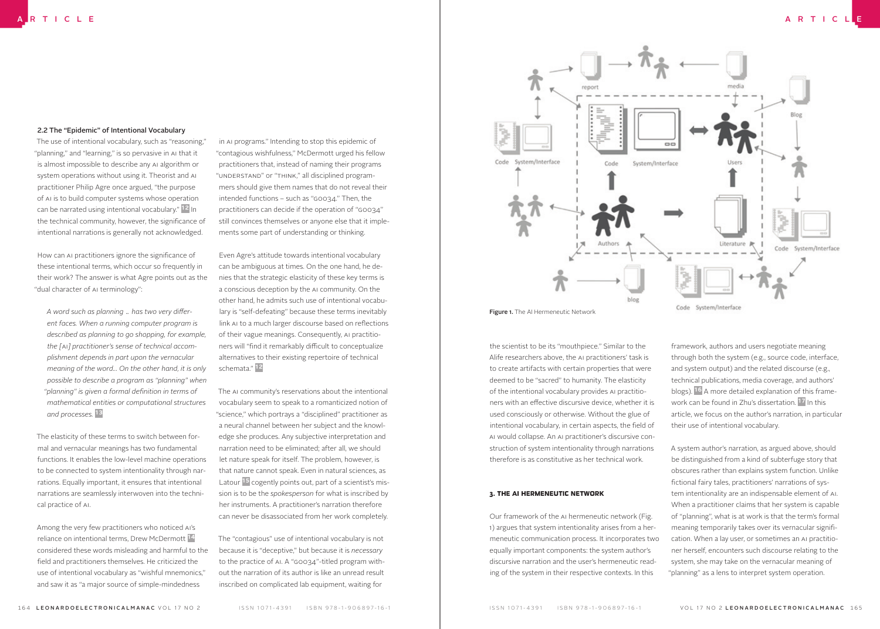### 2.2 The "Epidemic" of Intentional Vocabulary

The use of intentional vocabulary, such as "reasoning," "planning," and "learning," is so pervasive in AI that it is almost impossible to describe any AI algorithm or system operations without using it. Theorist and AI practitioner Philip Agre once argued, "the purpose of AI is to build computer systems whose operation can be narrated using intentional vocabulary." [12] In the technical community, however, the significance of intentional narrations is generally not acknowledged.

How can AI practitioners ignore the significance of these intentional terms, which occur so frequently in their work? The answer is what Agre points out as the "dual character of AI terminology":

> *A word such as planning … has two very different faces. When a running computer program is described as planning to go shopping, for example, the [AI] practitioner's sense of technical accomplishment depends in part upon the vernacular meaning of the word… On the other hand, it is only possible to describe a program as "planning" when "planning" is given a formal definition in terms of mathematical entities or computational structures and processes.* [13]

The elasticity of these terms to switch between formal and vernacular meanings has two fundamental functions. It enables the low-level machine operations to be connected to system intentionality through narrations. Equally important, it ensures that intentional narrations are seamlessly interwoven into the technical practice of AI.

Among the very few practitioners who noticed AI's reliance on intentional terms, Drew McDermott [14] considered these words misleading and harmful to the field and practitioners themselves. He criticized the use of intentional vocabulary as "wishful mnemonics," and saw it as "a major source of simple-mindedness in AI programs." Intending to stop this epidemic of "contagious wishfulness," McDermott urged his fellow practitioners that, instead of naming their programs "UNDERSTAND" or "THINK," all disciplined programmers should give them names that do not reveal their intended functions – such as "G0034." Then, the practitioners can decide if the operation of "G0034" still convinces themselves or anyone else that it implements some part of understanding or thinking.

Even Agre's attitude towards intentional vocabulary can be ambiguous at times. On the one hand, he denies that the strategic elasticity of these key terms is a conscious deception by the AI community. On the other hand, he admits such use of intentional vocabulary is "self-defeating" because these terms inevitably link AI to a much larger discourse based on reflections of their vague meanings. Consequently, AI practitioners will "find it remarkably difficult to conceptualize alternatives to their existing repertoire of technical schemata." [12]

The AI community's reservations about the intentional vocabulary seem to speak to a romanticized notion of "science," which portrays a "disciplined" practitioner as a neural channel between her subject and the knowledge she produces. Any subjective interpretation and narration need to be eliminated; after all, we should let nature speak for itself. The problem, however, is that nature cannot speak. Even in natural sciences, as Latour [15] cogently points out, part of a scientist's mission is to be the *spokesperson* for what is inscribed by her instruments. A practitioner's narration therefore can never be disassociated from her work completely.

The "contagious" use of intentional vocabulary is not because it is "deceptive," but because it is *necessary* to the practice of AI. A "G0034"-titled program without the narration of its author is like an unread result inscribed on complicated lab equipment, waiting for the scientist to be its "mouthpiece." Similar to the Alife researchers above, the AI practitioners' task is to create artifacts with certain properties that were deemed to be "sacred" to humanity. The elasticity of the intentional vocabulary provides AI practitioners with an effective discursive device, whether it is used consciously or otherwise. Without the glue of intentional vocabulary, in certain aspects, the field of AI would collapse. An AI practitioner's discursive construction of system intentionality through narrations therefore is as constitutive as her technical work.

**Figure 1.** The AI Hermeneutic Network

## 3. THE AI HERMENEUTIC NETWORK

Our framework of the AI hermeneutic network (Fig. 1) argues that system intentionality arises from a hermeneutic communication process. It incorporates two equally important components: the system author's discursive narration and the user's hermeneutic reading of the system in their respective contexts. In this framework, authors and users negotiate meaning through both the system (e.g., source code, interface, and system output) and the related discourse (e.g., technical publications, media coverage, and authors' blogs). [16] A more detailed explanation of this framework can be found in Zhu's dissertation. [17] In this article, we focus on the author's narration, in particular their use of intentional vocabulary.

A system author's narration, as argued above, should be distinguished from a kind of subterfuge story that obscures rather than explains system function. Unlike fictional fairy tales, practitioners' narrations of system intentionality are an indispensable element of AI. When a practitioner claims that her system is capable of "planning", what is at work is that the term's formal meaning temporarily takes over its vernacular signification. When a lay user, or sometimes an AI practitioner herself, encounters such discourse relating to the system, she may take on the vernacular meaning of "planning" as a lens to interpret system operation.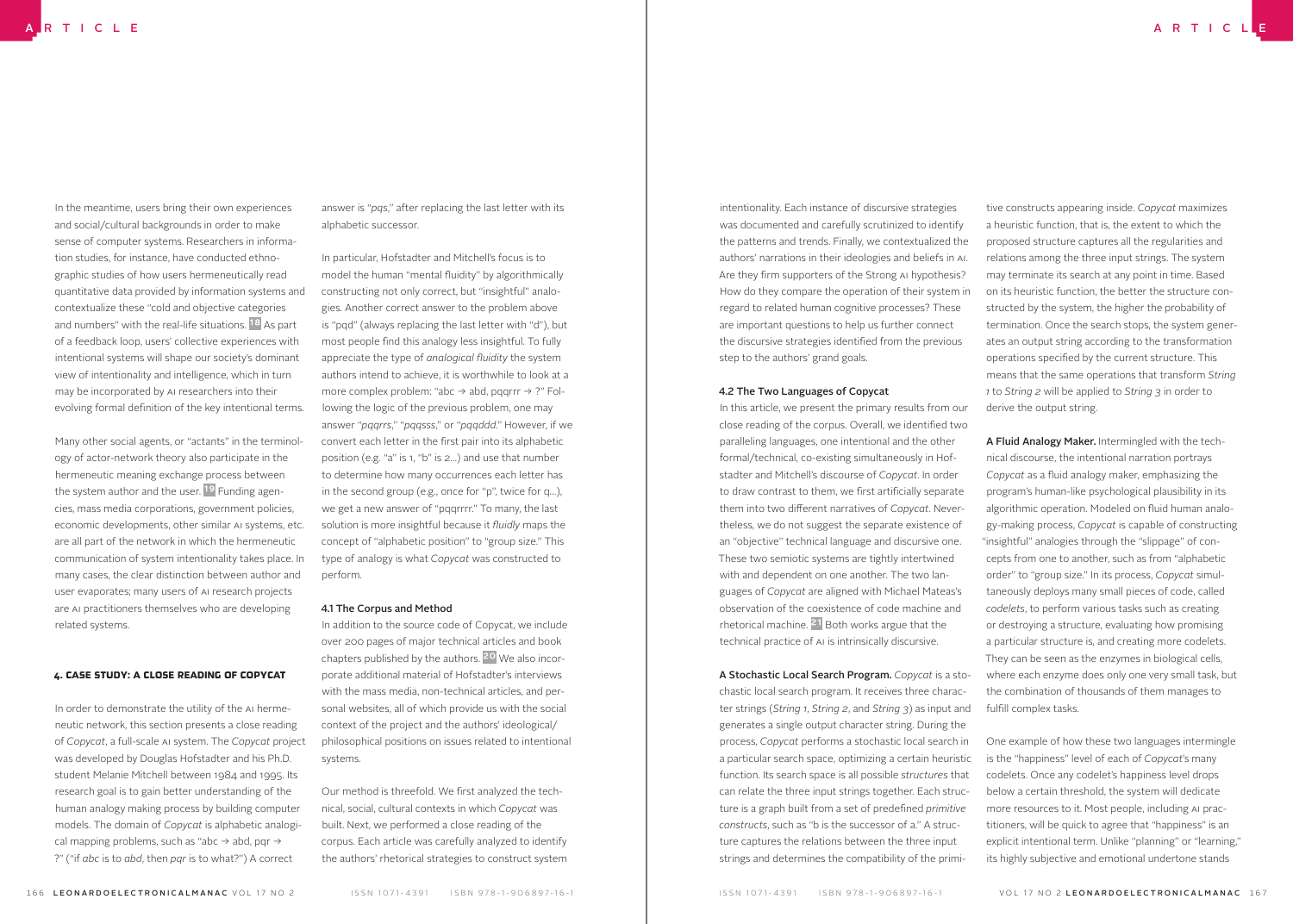In the meantime, users bring their own experiences and social/cultural backgrounds in order to make sense of computer systems. Researchers in information studies, for instance, have conducted ethnographic studies of how users hermeneutically read quantitative data provided by information systems and contextualize these "cold and objective categories and numbers" with the real-life situations. [18] As part of a feedback loop, users' collective experiences with intentional systems will shape our society's dominant view of intentionality and intelligence, which in turn may be incorporated by AI researchers into their evolving formal definition of the key intentional terms.

Many other social agents, or "actants" in the terminology of actor-network theory also participate in the hermeneutic meaning exchange process between the system author and the user. [19] Funding agencies, mass media corporations, government policies, economic developments, other similar AI systems, etc. are all part of the network in which the hermeneutic communication of system intentionality takes place. In many cases, the clear distinction between author and user evaporates; many users of AI research projects are AI practitioners themselves who are developing related systems.

## 4. CASE STUDY: A CLOSE READING OF COPYCAT

In order to demonstrate the utility of the AI hermeneutic network, this section presents a close reading of *Copycat*, a full-scale AI system. The *Copycat* project was developed by Douglas Hofstadter and his Ph.D. student Melanie Mitchell between 1984 and 1995. Its research goal is to gain better understanding of the human analogy making process by building computer models. The domain of *Copycat* is alphabetic analogical mapping problems, such as "abc → abd, pqr → ?" ("if *abc* is to *abd*, then *pqr* is to what?") A correct answer is "*pqs*," after replacing the last letter with its alphabetic successor.

In particular, Hofstadter and Mitchell's focus is to model the human "mental fluidity" by algorithmically constructing not only correct, but "insightful" analogies. Another correct answer to the problem above is "pqd" (always replacing the last letter with "d"), but most people find this analogy less insightful. To fully appreciate the type of *analogical fluidity* the system authors intend to achieve, it is worthwhile to look at a more complex problem: "abc → abd, pqqrrr → ?" Following the logic of the previous problem, one may answer "*pqqrrs*," "*pqqsss*," or "*pqqddd*." However, if we convert each letter in the first pair into its alphabetic position (e.g. "a" is 1, "b" is 2...) and use that number to determine how many occurrences each letter has in the second group (e.g., once for "p", twice for q...), we get a new answer of "pqqrrrr." To many, the last solution is more insightful because it *fluidly* maps the concept of "alphabetic position" to "group size." This type of analogy is what *Copycat* was constructed to perform.

### 4.1 The Corpus and Method

In addition to the source code of Copycat, we include over 200 pages of major technical articles and book chapters published by the authors. [20] We also incorporate additional material of Hofstadter's interviews with the mass media, non-technical articles, and personal websites, all of which provide us with the social context of the project and the authors' ideological/philosophical positions on issues related to intentional systems.

Our method is threefold. We first analyzed the technical, social, cultural contexts in which *Copycat* was built. Next, we performed a close reading of the corpus. Each article was carefully analyzed to identify the authors' rhetorical strategies to construct system intentionality. Each instance of discursive strategies was documented and carefully scrutinized to identify the patterns and trends. Finally, we contextualized the authors' narrations in their ideologies and beliefs in AI. Are they firm supporters of the Strong AI hypothesis? How do they compare the operation of their system in regard to related human cognitive processes? These are important questions to help us further connect the discursive strategies identified from the previous step to the authors' grand goals.

### 4.2 The Two Languages of Copycat

In this article, we present the primary results from our close reading of the corpus. Overall, we identified two paralleling languages, one intentional and the other formal/technical, co-existing simultaneously in Hofstadter and Mitchell's discourse of *Copycat*. In order to draw contrast to them, we first artificially separate them into two different narratives of *Copycat*. Nevertheless, we do not suggest the separate existence of an "objective" technical language and discursive one. These two semiotic systems are tightly intertwined with and dependent on one another. The two languages of *Copycat* are aligned with Michael Mateas's observation of the coexistence of code machine and rhetorical machine. [21] Both works argue that the technical practice of AI is intrinsically discursive.

**A Stochastic Local Search Program.** *Copycat* is a stochastic local search program. It receives three character strings (*String 1*, *String 2*, and *String 3*) as input and generates a single output character string. During the process, *Copycat* performs a stochastic local search in a particular search space, optimizing a certain heuristic function. Its search space is all possible *structures* that can relate the three input strings together. Each structure is a graph built from a set of predefined *primitive constructs*, such as "b is the successor of a." A structure captures the relations between the three input strings and determines the compatibility of the primitive constructs appearing inside. *Copycat* maximizes a heuristic function, that is, the extent to which the proposed structure captures all the regularities and relations among the three input strings. The system may terminate its search at any point in time. Based on its heuristic function, the better the structure constructed by the system, the higher the probability of termination. Once the search stops, the system generates an output string according to the transformation operations specified by the current structure. This means that the same operations that transform *String 1* to *String 2* will be applied to *String 3* in order to derive the output string.

**A Fluid Analogy Maker.** Intermingled with the technical discourse, the intentional narration portrays *Copycat* as a fluid analogy maker, emphasizing the program's human-like psychological plausibility in its algorithmic operation. Modeled on fluid human analogy-making process, *Copycat* is capable of constructing "insightful" analogies through the "slippage" of concepts from one to another, such as from "alphabetic order" to "group size." In its process, *Copycat* simultaneously deploys many small pieces of code, called *codelets*, to perform various tasks such as creating or destroying a structure, evaluating how promising a particular structure is, and creating more codelets. They can be seen as the enzymes in biological cells, where each enzyme does only one very small task, but the combination of thousands of them manages to fulfill complex tasks.

One example of how these two languages intermingle is the "happiness" level of each of *Copycat*'s many codelets. Once any codelet's happiness level drops below a certain threshold, the system will dedicate more resources to it. Most people, including AI practitioners, will be quick to agree that "happiness" is an explicit intentional term. Unlike "planning" or "learning," its highly subjective and emotional undertone stands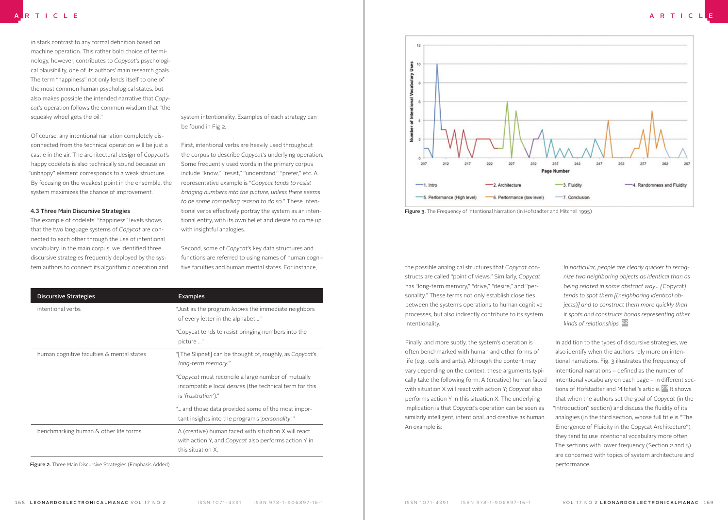in stark contrast to any formal definition based on machine operation. This rather bold choice of terminology, however, contributes to *Copycat's* psychological plausibility, one of its authors' main research goals. The term "happiness" not only lends itself to one of the most common human psychological states, but also makes possible the intended narrative that *Copycat's* operation follows the common wisdom that "the squeaky wheel gets the oil."

Of course, any intentional narration completely disconnected from the technical operation will be just a castle in the air. The architectural design of *Copycat's* happy codelets is also technically sound because an "unhappy" element corresponds to a weak structure. By focusing on the weakest point in the ensemble, the system maximizes the chance of improvement.

### 4.3 Three Main Discursive Strategies

The example of codelets' "happiness" levels shows that the two language systems of *Copycat* are connected to each other through the use of intentional vocabulary. In the main corpus, we identified three discursive strategies frequently deployed by the system authors to connect its algorithmic operation and system intentionality. Examples of each strategy can be found in Fig 2.

First, intentional verbs are heavily used throughout the corpus to describe *Copycat's* underlying operation. Some frequently used words in the primary corpus include "know," "resist," "understand," "prefer," etc. A representative example is "*Copycat tends to resist bringing numbers into the picture, unless there seems to be some compelling reason to do so.*" These intentional verbs effectively portray the system as an intentional entity, with its own belief and desire to come up with insightful analogies.

Second, some of *Copycat's* key data structures and functions are referred to using names of human cognitive faculties and human mental states. For instance,

| Discursive Strategies | Examples |
|---|---|
| intentional verbs | "Just as the program *knows* the immediate neighbors of every letter in the alphabet ..." |
| | "Copycat tends to *resist* bringing numbers into the picture ..." |
| human cognitive faculties & mental states | "[The Slipnet] can be thought of, roughly, as *Copycat's long-term memory.*" |
| | "*Copycat* must reconcile a large number of mutually incompatible local *desires* (the technical term for this is '*frustration*')." |
| | "... and those data provided some of the most important insights into the program's '*personality*.'" |
| benchmarking human & other life forms | A (creative) human faced with situation X will react with action Y, and *Copycat* also performs action Y in this situation X. |

**Figure 2.** Three Main Discursive Strategies (Emphasis Added)

**Figure 3.** The Frequency of Intentional Narration (in Hofstadter and Mitchell 1995)

the possible analogical structures that *Copycat* constructs are called "point of views." Similarly, *Copycat* has "long-term memory," "drive," "desire," and "personality." These terms not only establish close ties between the system's operations to human cognitive processes, but also indirectly contribute to its system intentionality.

Finally, and more subtly, the system's operation is often benchmarked with human and other forms of life (e.g., cells and ants). Although the content may vary depending on the context, these arguments typically take the following form: A (creative) human faced with situation X will react with action Y; *Copycat* also performs action Y in this situation X. The underlying implication is that *Copycat's* operation can be seen as similarly intelligent, intentional, and creative as human. An example is:

> *In particular, people are clearly quicker to recognize two neighboring objects as identical than as being related in some abstract way.. [*Copycat*] tends to spot them [(neighboring identical objects)] and to construct them more quickly than it spots and constructs bonds representing other kinds of relationships.* [22]

In addition to the types of discursive strategies, we also identify when the authors rely more on intentional narrations. Fig. 3 illustrates the frequency of intentional narrations – defined as the number of intentional vocabulary on each page – in different sections of Hofstadter and Mitchell's article. [23] It shows that when the authors set the goal of *Copycat* (in the "Introduction" section) and discuss the fluidity of its analogies (in the third section, whose full title is "The Emergence of Fluidity in the Copycat Architecture"), they tend to use intentional vocabulary more often. The sections with lower frequency (Section 2 and 5) are concerned with topics of system architecture and performance.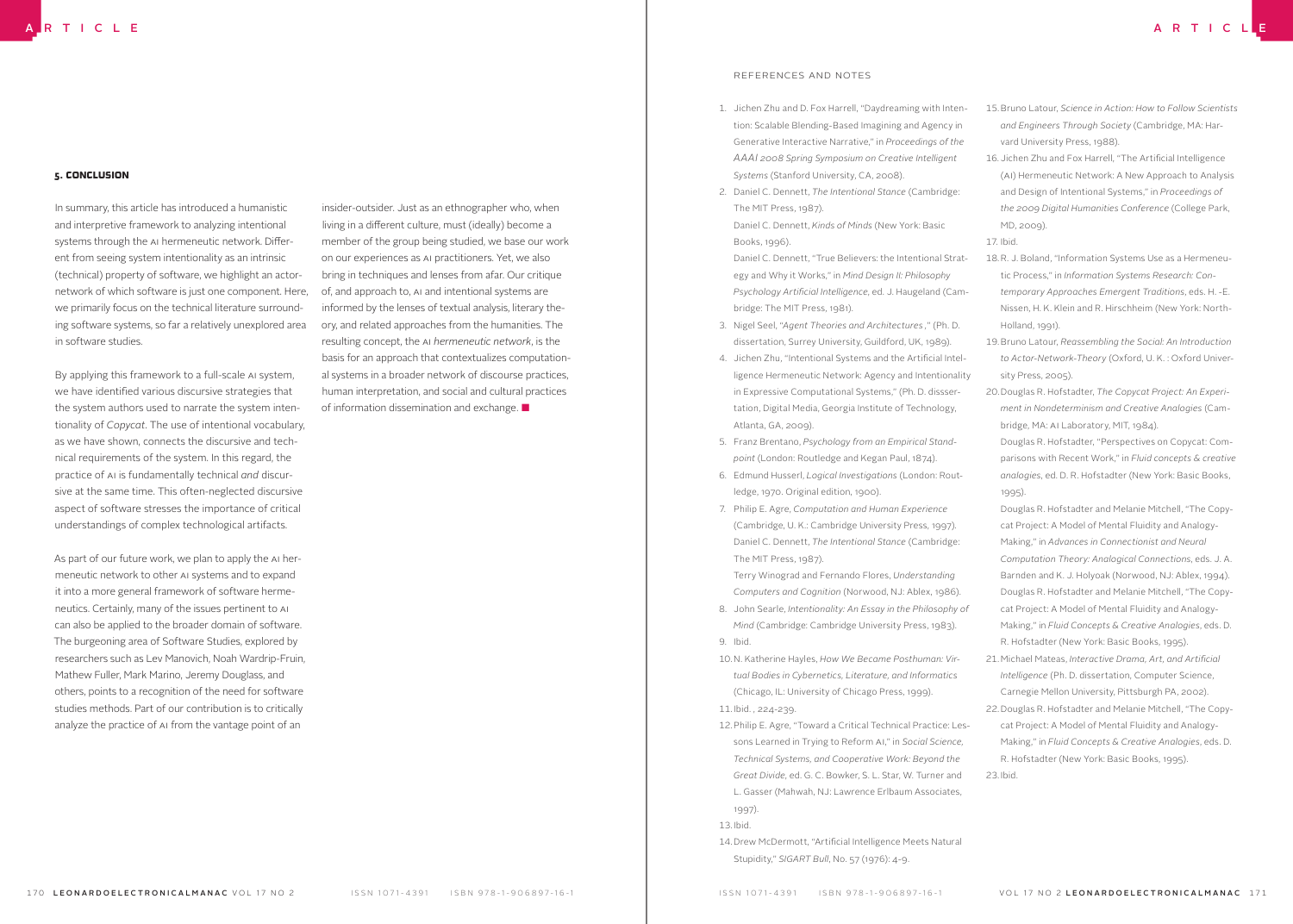### 5. CONCLUSION

In summary, this article has introduced a humanistic and interpretive framework to analyzing intentional systems through the AI hermeneutic network. Different from seeing system intentionality as an intrinsic (technical) property of software, we highlight an actor-network of which software is just one component. Here, we primarily focus on the technical literature surrounding software systems, so far a relatively unexplored area in software studies.

By applying this framework to a full-scale AI system, we have identified various discursive strategies that the system authors used to narrate the system intentionality of *Copycat*. The use of intentional vocabulary, as we have shown, connects the discursive and technical requirements of the system. In this regard, the practice of AI is fundamentally technical *and* discursive at the same time. This often-neglected discursive aspect of software stresses the importance of critical understandings of complex technological artifacts.

As part of our future work, we plan to apply the AI hermeneutic network to other AI systems and to expand it into a more general framework of software hermeneutics. Certainly, many of the issues pertinent to AI can also be applied to the broader domain of software. The burgeoning area of Software Studies, explored by researchers such as Lev Manovich, Noah Wardrip-Fruin, Mathew Fuller, Mark Marino, Jeremy Douglass, and others, points to a recognition of the need for software studies methods. Part of our contribution is to critically analyze the practice of AI from the vantage point of an insider-outsider. Just as an ethnographer who, when living in a different culture, must (ideally) become a member of the group being studied, we base our work on our experiences as AI practitioners. Yet, we also bring in techniques and lenses from afar. Our critique of, and approach to, AI and intentional systems are informed by the lenses of textual analysis, literary theory, and related approaches from the humanities. The resulting concept, the AI *hermeneutic network*, is the basis for an approach that contextualizes computational systems in a broader network of discourse practices, human interpretation, and social and cultural practices of information dissemination and exchange. ■

## REFERENCES AND NOTES

1. Jichen Zhu and D. Fox Harrell, "Daydreaming with Intention: Scalable Blending-Based Imagining and Agency in Generative Interactive Narrative," in *Proceedings of the AAAI 2008 Spring Symposium on Creative Intelligent Systems* (Stanford University, CA, 2008).
2. Daniel C. Dennett, *The Intentional Stance* (Cambridge: The MIT Press, 1987).
   Daniel C. Dennett, *Kinds of Minds* (New York: Basic Books, 1996).
   Daniel C. Dennett, "True Believers: the Intentional Strategy and Why it Works," in *Mind Design II: Philosophy Psychology Artificial Intelligence*, ed. J. Haugeland (Cambridge: The MIT Press, 1981).
3. Nigel Seel, "*Agent Theories and Architectures*," (Ph. D. dissertation, Surrey University, Guildford, UK, 1989).
4. Jichen Zhu, "Intentional Systems and the Artificial Intelligence Hermeneutic Network: Agency and Intentionality in Expressive Computational Systems," (Ph. D. disssertation, Digital Media, Georgia Institute of Technology, Atlanta, GA, 2009).
5. Franz Brentano, *Psychology from an Empirical Standpoint* (London: Routledge and Kegan Paul, 1874).
6. Edmund Husserl, *Logical Investigations* (London: Routledge, 1970. Original edition, 1900).
7. Philip E. Agre, *Computation and Human Experience* (Cambridge, U. K.: Cambridge University Press, 1997).
   Daniel C. Dennett, *The Intentional Stance* (Cambridge: The MIT Press, 1987).
   Terry Winograd and Fernando Flores, *Understanding Computers and Cognition* (Norwood, NJ: Ablex, 1986).
8. John Searle, *Intentionality: An Essay in the Philosophy of Mind* (Cambridge: Cambridge University Press, 1983).
9. Ibid.
10. N. Katherine Hayles, *How We Became Posthuman: Virtual Bodies in Cybernetics, Literature, and Informatics* (Chicago, IL: University of Chicago Press, 1999).
11. Ibid. , 224-239.
12. Philip E. Agre, "Toward a Critical Technical Practice: Lessons Learned in Trying to Reform AI," in *Social Science, Technical Systems, and Cooperative Work: Beyond the Great Divide*, ed. G. C. Bowker, S. L. Star, W. Turner and L. Gasser (Mahwah, NJ: Lawrence Erlbaum Associates, 1997).
13. Ibid.
14. Drew McDermott, "Artificial Intelligence Meets Natural Stupidity," *SIGART Bull*, No. 57 (1976): 4-9.
15. Bruno Latour, *Science in Action: How to Follow Scientists and Engineers Through Society* (Cambridge, MA: Harvard University Press, 1988).
16. Jichen Zhu and Fox Harrell, "The Artificial Intelligence (AI) Hermeneutic Network: A New Approach to Analysis and Design of Intentional Systems," in *Proceedings of the 2009 Digital Humanities Conference* (College Park, MD, 2009).
17. Ibid.
18. R. J. Boland, "Information Systems Use as a Hermeneutic Process," in *Information Systems Research: Contemporary Approaches Emergent Traditions*, eds. H. -E. Nissen, H. K. Klein and R. Hirschheim (New York: North-Holland, 1991).
19. Bruno Latour, *Reassembling the Social: An Introduction to Actor-Network-Theory* (Oxford, U. K. : Oxford University Press, 2005).
20. Douglas R. Hofstadter, *The Copycat Project: An Experiment in Nondeterminism and Creative Analogies* (Cambridge, MA: AI Laboratory, MIT, 1984).
    Douglas R. Hofstadter, "Perspectives on Copycat: Comparisons with Recent Work," in *Fluid concepts & creative analogies*, ed. D. R. Hofstadter (New York: Basic Books, 1995).
    Douglas R. Hofstadter and Melanie Mitchell, "The Copycat Project: A Model of Mental Fluidity and Analogy-Making," in *Advances in Connectionist and Neural Computation Theory: Analogical Connections*, eds. J. A. Barnden and K. J. Holyoak (Norwood, NJ: Ablex, 1994).
    Douglas R. Hofstadter and Melanie Mitchell, "The Copycat Project: A Model of Mental Fluidity and Analogy-Making," in *Fluid Concepts & Creative Analogies*, eds. D. R. Hofstadter (New York: Basic Books, 1995).
21. Michael Mateas, *Interactive Drama, Art, and Artificial Intelligence* (Ph. D. dissertation, Computer Science, Carnegie Mellon University, Pittsburgh PA, 2002).
22. Douglas R. Hofstadter and Melanie Mitchell, "The Copycat Project: A Model of Mental Fluidity and Analogy-Making," in *Fluid Concepts & Creative Analogies*, eds. D. R. Hofstadter (New York: Basic Books, 1995).
23. Ibid.